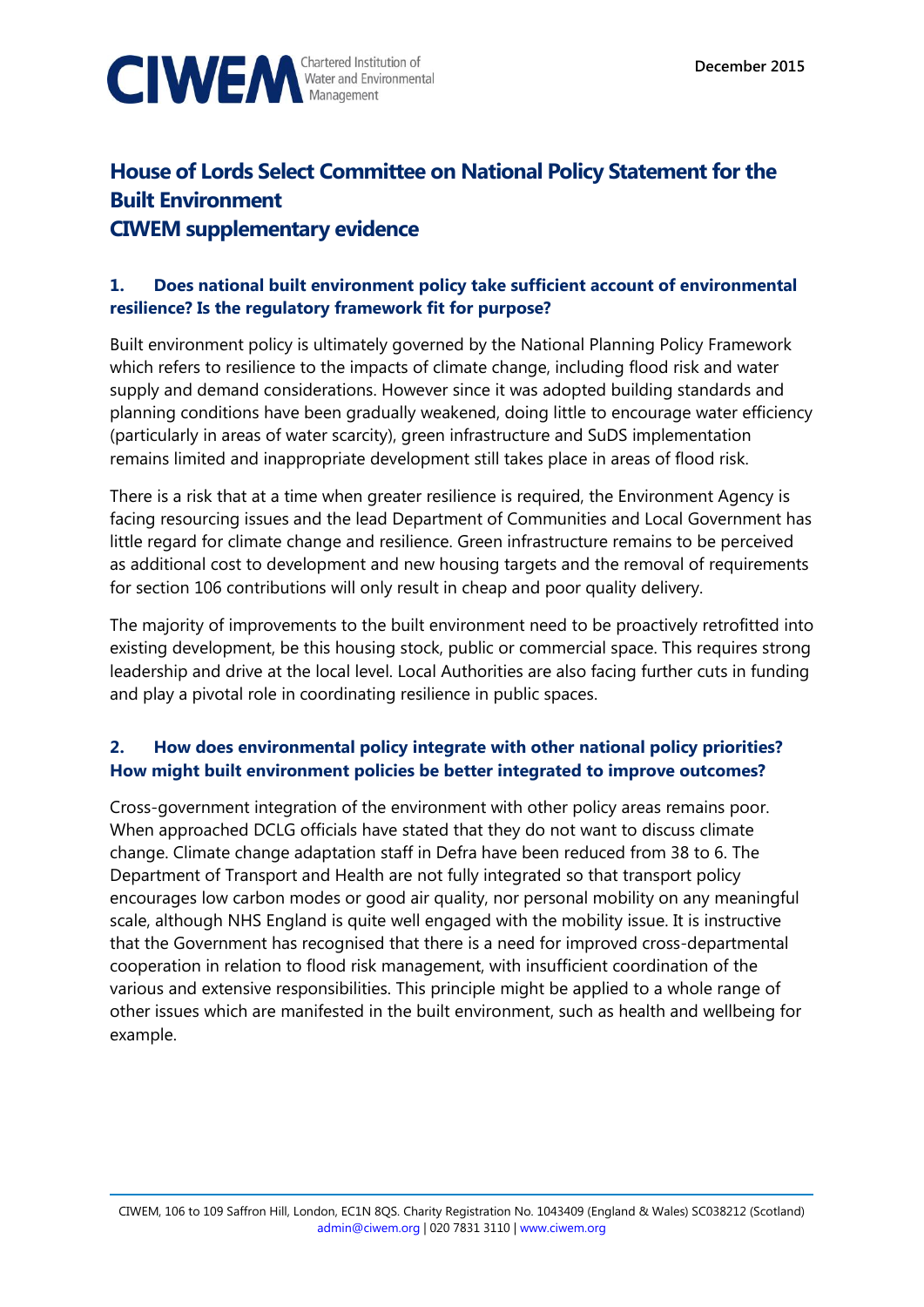December 2015

# House of Lords Select Committee on National Policy Statement for the Built Environment
# CIWEM supplementary evidence

### 1. Does national built environment policy take sufficient account of environmental resilience? Is the regulatory framework fit for purpose?

Built environment policy is ultimately governed by the National Planning Policy Framework which refers to resilience to the impacts of climate change, including flood risk and water supply and demand considerations. However since it was adopted building standards and planning conditions have been gradually weakened, doing little to encourage water efficiency (particularly in areas of water scarcity), green infrastructure and SuDS implementation remains limited and inappropriate development still takes place in areas of flood risk.

There is a risk that at a time when greater resilience is required, the Environment Agency is facing resourcing issues and the lead Department of Communities and Local Government has little regard for climate change and resilience. Green infrastructure remains to be perceived as additional cost to development and new housing targets and the removal of requirements for section 106 contributions will only result in cheap and poor quality delivery.

The majority of improvements to the built environment need to be proactively retrofitted into existing development, be this housing stock, public or commercial space. This requires strong leadership and drive at the local level. Local Authorities are also facing further cuts in funding and play a pivotal role in coordinating resilience in public spaces.

### 2. How does environmental policy integrate with other national policy priorities? How might built environment policies be better integrated to improve outcomes?

Cross-government integration of the environment with other policy areas remains poor. When approached DCLG officials have stated that they do not want to discuss climate change. Climate change adaptation staff in Defra have been reduced from 38 to 6. The Department of Transport and Health are not fully integrated so that transport policy encourages low carbon modes or good air quality, nor personal mobility on any meaningful scale, although NHS England is quite well engaged with the mobility issue. It is instructive that the Government has recognised that there is a need for improved cross-departmental cooperation in relation to flood risk management, with insufficient coordination of the various and extensive responsibilities. This principle might be applied to a whole range of other issues which are manifested in the built environment, such as health and wellbeing for example.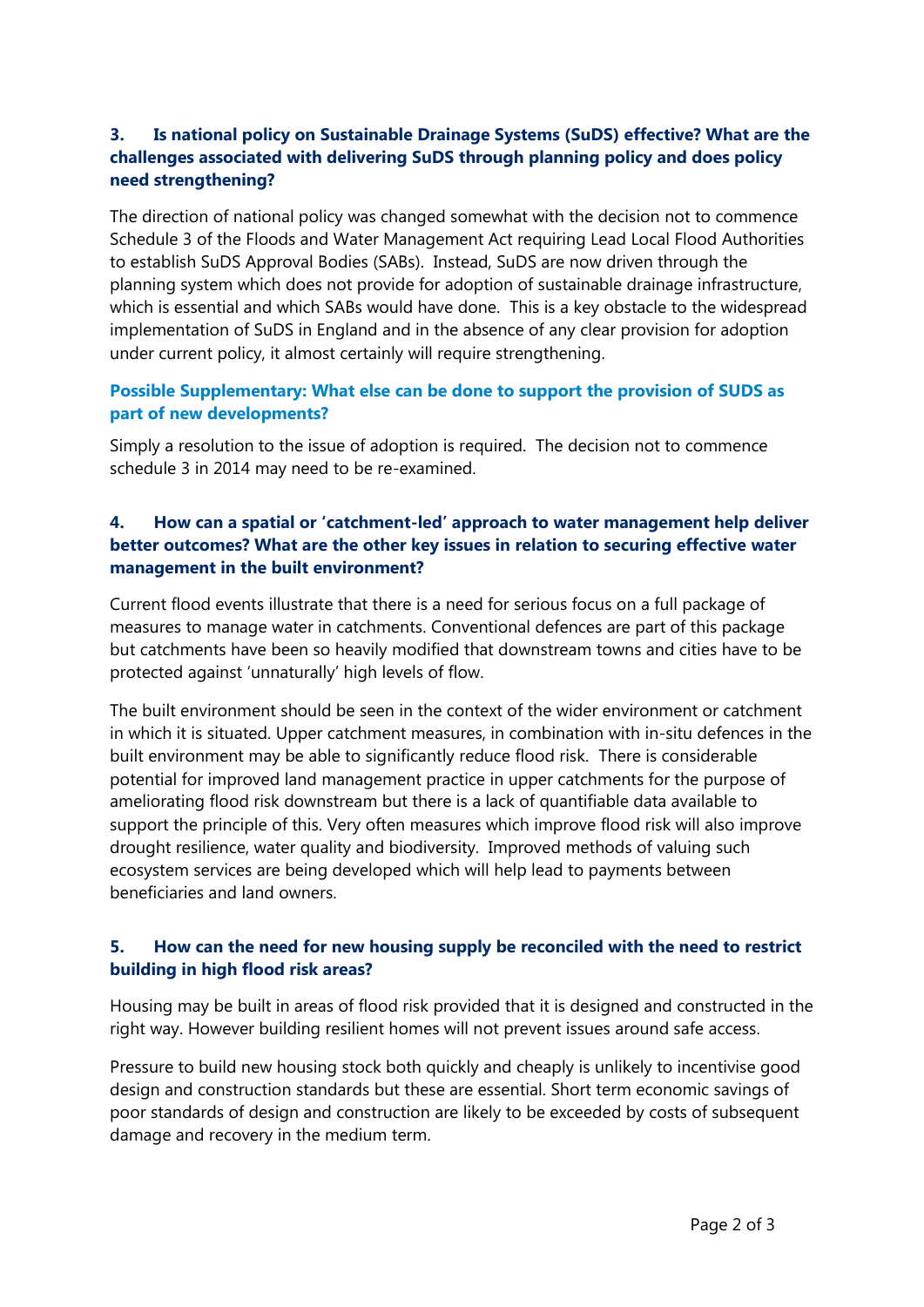### 3. Is national policy on Sustainable Drainage Systems (SuDS) effective? What are the challenges associated with delivering SuDS through planning policy and does policy need strengthening?

The direction of national policy was changed somewhat with the decision not to commence Schedule 3 of the Floods and Water Management Act requiring Lead Local Flood Authorities to establish SuDS Approval Bodies (SABs). Instead, SuDS are now driven through the planning system which does not provide for adoption of sustainable drainage infrastructure, which is essential and which SABs would have done. This is a key obstacle to the widespread implementation of SuDS in England and in the absence of any clear provision for adoption under current policy, it almost certainly will require strengthening.

#### Possible Supplementary: What else can be done to support the provision of SUDS as part of new developments?

Simply a resolution to the issue of adoption is required. The decision not to commence schedule 3 in 2014 may need to be re-examined.

### 4. How can a spatial or 'catchment-led' approach to water management help deliver better outcomes? What are the other key issues in relation to securing effective water management in the built environment?

Current flood events illustrate that there is a need for serious focus on a full package of measures to manage water in catchments. Conventional defences are part of this package but catchments have been so heavily modified that downstream towns and cities have to be protected against 'unnaturally' high levels of flow.

The built environment should be seen in the context of the wider environment or catchment in which it is situated. Upper catchment measures, in combination with in-situ defences in the built environment may be able to significantly reduce flood risk. There is considerable potential for improved land management practice in upper catchments for the purpose of ameliorating flood risk downstream but there is a lack of quantifiable data available to support the principle of this. Very often measures which improve flood risk will also improve drought resilience, water quality and biodiversity. Improved methods of valuing such ecosystem services are being developed which will help lead to payments between beneficiaries and land owners.

### 5. How can the need for new housing supply be reconciled with the need to restrict building in high flood risk areas?

Housing may be built in areas of flood risk provided that it is designed and constructed in the right way. However building resilient homes will not prevent issues around safe access.

Pressure to build new housing stock both quickly and cheaply is unlikely to incentivise good design and construction standards but these are essential. Short term economic savings of poor standards of design and construction are likely to be exceeded by costs of subsequent damage and recovery in the medium term.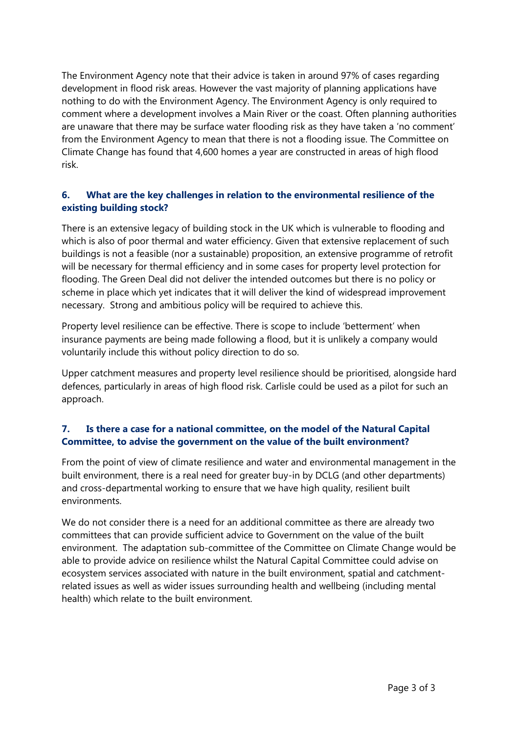The Environment Agency note that their advice is taken in around 97% of cases regarding development in flood risk areas. However the vast majority of planning applications have nothing to do with the Environment Agency. The Environment Agency is only required to comment where a development involves a Main River or the coast. Often planning authorities are unaware that there may be surface water flooding risk as they have taken a 'no comment' from the Environment Agency to mean that there is not a flooding issue. The Committee on Climate Change has found that 4,600 homes a year are constructed in areas of high flood risk.

### 6. What are the key challenges in relation to the environmental resilience of the existing building stock?

There is an extensive legacy of building stock in the UK which is vulnerable to flooding and which is also of poor thermal and water efficiency. Given that extensive replacement of such buildings is not a feasible (nor a sustainable) proposition, an extensive programme of retrofit will be necessary for thermal efficiency and in some cases for property level protection for flooding. The Green Deal did not deliver the intended outcomes but there is no policy or scheme in place which yet indicates that it will deliver the kind of widespread improvement necessary. Strong and ambitious policy will be required to achieve this.

Property level resilience can be effective. There is scope to include 'betterment' when insurance payments are being made following a flood, but it is unlikely a company would voluntarily include this without policy direction to do so.

Upper catchment measures and property level resilience should be prioritised, alongside hard defences, particularly in areas of high flood risk. Carlisle could be used as a pilot for such an approach.

### 7. Is there a case for a national committee, on the model of the Natural Capital Committee, to advise the government on the value of the built environment?

From the point of view of climate resilience and water and environmental management in the built environment, there is a real need for greater buy-in by DCLG (and other departments) and cross-departmental working to ensure that we have high quality, resilient built environments.

We do not consider there is a need for an additional committee as there are already two committees that can provide sufficient advice to Government on the value of the built environment. The adaptation sub-committee of the Committee on Climate Change would be able to provide advice on resilience whilst the Natural Capital Committee could advise on ecosystem services associated with nature in the built environment, spatial and catchment-related issues as well as wider issues surrounding health and wellbeing (including mental health) which relate to the built environment.